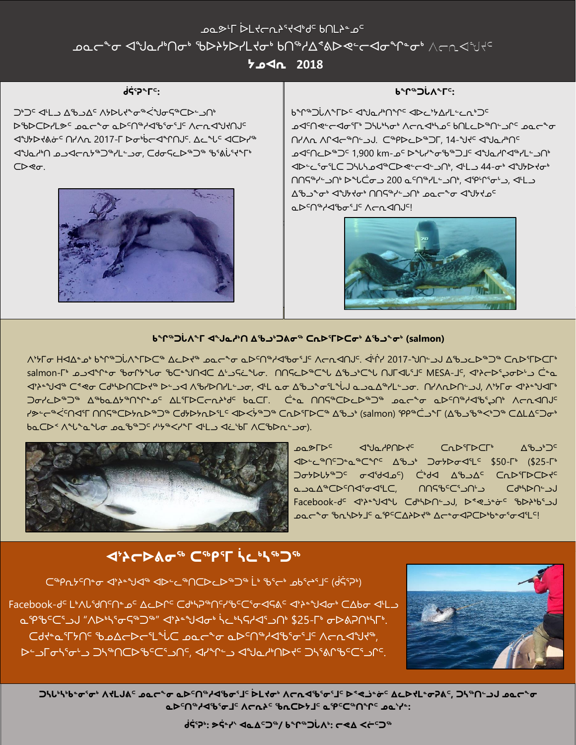# ᓄᓇᕗᒻᒥ ᐆᒪᔪᓕᕆᓂᕐᒃᑯᑦ ᑲᑎᒪᔨᖏᑦ
## ᓄᓇᓕᖕᓂ ᐊᖑᓇᓱᒃᑎᓂᒃ ᖃᐅᔨᓴᐅᓯᒪᔪᓂᒃ ᑲᑎᖦᔨᕚᐅᕙᓕᐊᓂᖏᓐᓂᒃ ᐱᓕᕆᐊᖑᔪᑦ
### ᔭᓄᐊᕆ 2018

## ᑰᒑᕐᔪᖕᒥᑦ:

ᑐᒃᑐᑦ ᐊᒻᒪᓗ ᐃᖃᓗᐃᑦ ᐱᔭᐅᓚᖓᓂᖅᐹᖑᓂᕋᖅᑕᐅᓪᓗᑎᒃ ᐅᖃᐅᑕᐅᓯᒪᔫᑦ ᓄᓇᓕᖕᓂ ᓇᐅᑦᑎᖅᓱᐃᖃᕐᓂᕐᒧᑦ ᐱᓕᕆᐊᖑᔪᑎᒍᑦ ᐊᖑᔭᐅᔪᕕᓃᑦ ᑎᓯᐱᕆ 2017-ᒥ ᐅᓂᒃᑳᓕᐊᕐᒥᑎᒍᑦ. ᐃᓚᖓᑦ ᐊᑕᐅᓯᖅ ᐊᖑᓇᒃᑎ ᓄᓗᐊᓕᕆᔭᖅᑐᖅᓯᒪᓪᓗᓂ, ᑕᑯᕋᓚᐅᖅᑐᖅ ᖃᕝᕕᑦᔪᖕᒥᒃ ᑕᐅᕙᓂ.

## ᑲᖏᖅᖢᐱᖕᒥᑦ:

ᑲᖏᖅᖢᐱᖕᒥᐅᑦ ᐊᖑᓇᒃᑎᖏᑦ ᐊᐅᓚᔾᔭᐃᓯᒪᓕᕐᓯᒪᓕᕐᓂᑦ ᓄᐊᑦᑎᕙᓪᓕᐊᓂᕐᒥᒃ ᑐᓴᒃᓴᓂᒃ ᐱᓕᕆᐊᒃᓴᓄᑦ ᑲᑎᒪᓂᖅᑎᓗᒋᑦ ᓄᓇᓕᖕᓂ ᑎᓯᐱᕆ ᐱᒋᐊᓕᖅᑎᓗᒍ. ᑕᖅᑭᐅᓚᐅᖅᑐᒥ, 14-ᖑᔪᑦ ᐊᖑᓇᓱᒃᑏᑦ ᓄᐊᑦᑎᓚᐅᖅᑐᑦ 1,900 km-ᓄᑦ ᐅᖓᓯᖕᓂᖅᓯᒪᔪᑦ ᐊᖑᓇᓯᐊᖅᓯᒪᓪᓗᑎᒃ ᐊᐅᓪᓚᑦᓯᓂᕐᒥᒃ ᑐᓴᕆᓇᓱᒋᐊᖅᑕᐅᕙᓪᓕᐊᓪᓗᑎᒃ, ᐊᒻᒪᓗ 44-ᓂᒃ ᐊᖑᔭᐅᔪᓂᒃ ᑎᑎᕋᖅᓯᓪᓗᑎᒃ ᐅᖓᑖᓃᓗ 200 ᓇᑦᑎᖅᓯᒪᓪᓗᑎᒃ, ᐊᕿᒋᖕᓂᓗ, ᐊᒻᒪᓗ ᐃᖃᓗᖕᓂᒃ ᐊᖑᔭᐅᓂᒃ ᑎᑎᕋᖅᓯᓪᓗᑎᒃ ᓄᓇᓕᖕᓂ ᐊᖑᔭᐅᓄᑦ ᓇᐅᑦᑎᖅᓱᐊᖃᓂᕐᒧᑦ ᐱᓕᕆᐊᑎᒍᑦ!

## ᑲᖏᖅᖢᐱᖕᒥ ᐊᖑᓇᓱᒃᑎ ᐃᖃᓗᒃᑐᐃᓂᖅ ᑕᕆᐅᕐᒥᐅᑕᓂᒃ ᐃᖃᓗᖕᓂᒃ (salmon)

ᐱᔭᕐᓂ Hᐊᐃᓐᓄᒃ ᑲᖏᖅᖢᐱᖕᒥᐅᑕᖅ ᐃᓚᐅᔪᖅ ᓄᓇᓕᖕᓂ ᓇᐅᑦᑎᖅᓱᐊᖃᓂᕐᒧᑦ ᐱᓕᕆᐊᕐᒧᑦ. ᐋᒍᓯ 2017-ᖑᓚᐅᖅᑐᒧ ᐃᖃᓗᓚᐅᖅᑐᖅ ᑕᕆᐅᕐᒥᐅᑕᕐᒥᒃ salmon-ᒥᒃ ᓄᓗᐊᕆᐊᖕᓂ ᖃᕆᔭᖕᓚᓂ ᖃᑕᖕᖑᑎᐊᑕ ᐃᓚᒍᕋᖕᓚᓂ. ᑎᑎᕋᐅᖅᑕᖕᓚ ᐃᖃᓗᒃᑕᖕᓚ ᓇᒍᑎᐊᕐᒧᑦ MESA-ᒧᑦ, ᐊᔾᔨᓕᐅᕐᓗᓂᐅᓗ ᑖᓇ ᐊᔾᔨᖑᐊᖅ ᑕᕝᕙ ᑕᑯᓯᐅᑎᑕᐅᔪᖅ ᐅᓕᓗᐊ ᐱᖃᐅᑎᓯᒪᓪᓗᓂ, ᐊᒻᒪ ᓇᓂ ᐃᖃᓗᖕᓂᕐᒥᖕᒎᒍ ᓇᓗᓇᐃᖅᓯᒪᓪᓗᓂ. ᑎᓯᐱᕆᐅᑎᓪᓗᒍ, ᐱᔭᕐᓂ ᐊᔾᔨᖑᐊᖏᑦ ᑐᓂᓯᓚᐅᖅᑐᖅ ᐃᖅᑲᐃᔭᖅᑎᖏᓐᓄᑦ ᐃᒪᕐᒥᐅᑕᓕᕆᔨᒃᑯᑦ ᑲᓇᑕᒥ. ᑖᓐᓇ ᑎᑎᕋᖅᑕᐅᓚᐅᖅᑐᖅ ᓄᓇᓕᖕᓂ ᓇᐅᑦᑎᖅᓱᐊᖃᕐᓂᕐᒧᑦ ᐱᓕᕆᐊᕐᒧᑦ ᓯᕗᓪᓕᖅᐹᖕᒋᑦᑐᐊᕐᒥ ᑎᑎᕋᖅᑕᐅᔪᓂᒃ ᑕᕝᕙᓂᐅᓚᐅᖅᑐᖅ ᑕᕆᐅᕐᒥᐅᑕᖅ ᐃᖃᓗᒃ (salmon) ᕿᑭᖅᑖᓗᖕᒥ (ᐃᖃᓗᒃᑲᐅᔪᑦ ᑕᐱᒪᐃᑦᑐᓂᒃ ᑲᓇᑕᐅᑉ ᐱᖓᓐᓇᖕᓂ ᓄᓇᖃᖅᑐᑦ ᓯᒡᔭᖅᓯᐅᖅᓯᒪ ᐊᒻᒪᓗ ᐊᓛᒃᒥ ᐱᑕᖃᐅᖅᑕᐅᓂᖓᓂ).

ᓄᓇᕗᒥᐅᑦ ᐊᖑᓇᓱᒃᑎᐅᔪᑦ ᑕᕆᐅᕐᒥᐅᑕᕐᒥᒃ ᐃᖃᓗᒃᑐᑦ ᐊᐅᓪᓚᖅᑎᑦᑐᓇᖅᑕᖏᑦ ᐃᖃᓗᒃ ᑐᓂᔭᐅᓂᐊᕐᒪᑦ $50-ᒥᒃ ($25-ᒥᒃ ᑐᓂᔭᐅᓚᖅᑐᑦ ᓂᕿᖏᓐᓄᑦ) ᑖᒃᑯᐊ ᐃᖃᓗᐃᑦ ᑕᕆᐅᕐᒥᐅᑕᐃᑦ ᓇᓗᓇᐃᖅᑕᐅᑦᑎᐊᕐᓂᐊᕐᒪᑕ, ᑎᑎᕋᖃᑦᑕᕐᓗᑎᓗ ᑕᒃᑯᓯᐅᑎᓗᒍ Facebook-ᑯᑦ ᐊᔾᔨᖑᐊᖑᓗ ᑕᒃᑯᓯᐅᑎᓗᒍ, ᐅᕝᕙᓘᓐᓃᑦ ᖃᐅᔨᖃᕐᓗᒍ ᓄᓇᓕᖕᓂ ᖃᓇᓯᐅᔭᒧᑦ ᓇᕿᑦᑕᐃᔨᐅᔪᖅ ᐃᓕᓐᓂᐊᕈᑕᐅᖃᕐᓂᖏᓐᓂᐊᕐᒪᑦ!

## ᐊᔾᔨᓕᐅᕆᓂᖅ ᑕᖅᑭᒥ ᕿᓚᒃᓴᖅᑐᖅ

ᑕᖅᑭᓯᖕᑎᓂ ᐊᔾᔨᖑᐊᖅ ᐊᐅᓚᖅᑎᑕᐅᓚᐅᖅᑐᖅ ᒫᓐᓇ ᖃᕋᓛ ᓄᑲᕋᖕᒧᑦ (ᑰᒑᕐᔪᒃ)

Facebook-ᑯᑦ ᒪᒃᐱᕈᖅᑎᕐᑎᓐᓄᑦ ᐃᓚᐅᓯᑦ ᑕᒃᑯᓵᖅᑎᕐᓯᖅᑕᖅᓂᐊᕐᕕᒃ ᐊᔾᔨᖑᐊᓂᒃ ᑕᐃᕝᕙᓂ ᐊᒻᒪᓗ ᓇᕿᖅᑕᖅᑐᒍ "ᐱᐅᓛᖅᓯᕙᖅᑐᖅ" ᐊᔾᔨᖑᐊᖅ ᕿᓚᒃᓴᖅᓯᐊᖅᓱᑎᒃ $25-ᒥᒃ ᓂᐅᕕᕈᑎᒥᒃ. ᑕᑯᓐᓇᕐᒥᔪᑎᑦ ᖃᓄᐃᓕᐅᓕᕐᒪᖔᑕ ᓄᓇᓕᖕᓂ ᓇᐅᑦᑎᖅᓱᐊᖃᕐᓂᕐᒧᑦ ᐱᓕᕆᐊᖑᔪᖅ, ᐅᓗᒥᓂᖅᓴᕐᓂᓗ ᑐᓴᖅᑎᑕᐅᖃᑦᑕᕐᓗᑎᑦ, ᐊᔪᕐᓯᓗ ᐊᖑᓇᓱᒃᑎᐅᔪᑦ ᑐᓴᕐᕕᖃᑦᑕᕐᓗᑎᑦ.

ᑐᓴᖃᑦᑕᕐᓂᕐᓂᒃ ᐱᔪᒪᒍᕕᑦ ᓄᓇᓕᖕᓂ ᓇᐅᑦᑎᖅᓱᐊᖃᕐᓂᕐᒧᑦ ᐆᒪᔪᓂᒃ ᐱᓕᕆᐊᖃᕐᓂᕐᒧᑦ ᐅᕝᕙᓘᓐᓃᑦ ᐃᓚᐅᔪᒪᓂᕈᕕᑦ, ᑐᓴᖅᑎᓗᒍ ᓄᓇᓕᖕᓂ ᓇᐅᑦᑎᖅᓱᐊᖃᕐᓂᕐᒧᑦ ᐱᓕᕆᔨ ᖃᓇᑕᐅᔭᒧᑦ ᓇᕿᑦᑕᖅᑎᖕᓂ ᓄᓇᓕᖕᓂ:

ᑰᒑᕐᔪᒃ: ᕗᕋᓐᓯᔅ ᐊᓇᐃᑦᑐᖅ/ ᑲᖏᖅᖢᐱᒃ: ᓕᕝᕙ ᐸᓕᑦᑐᖅ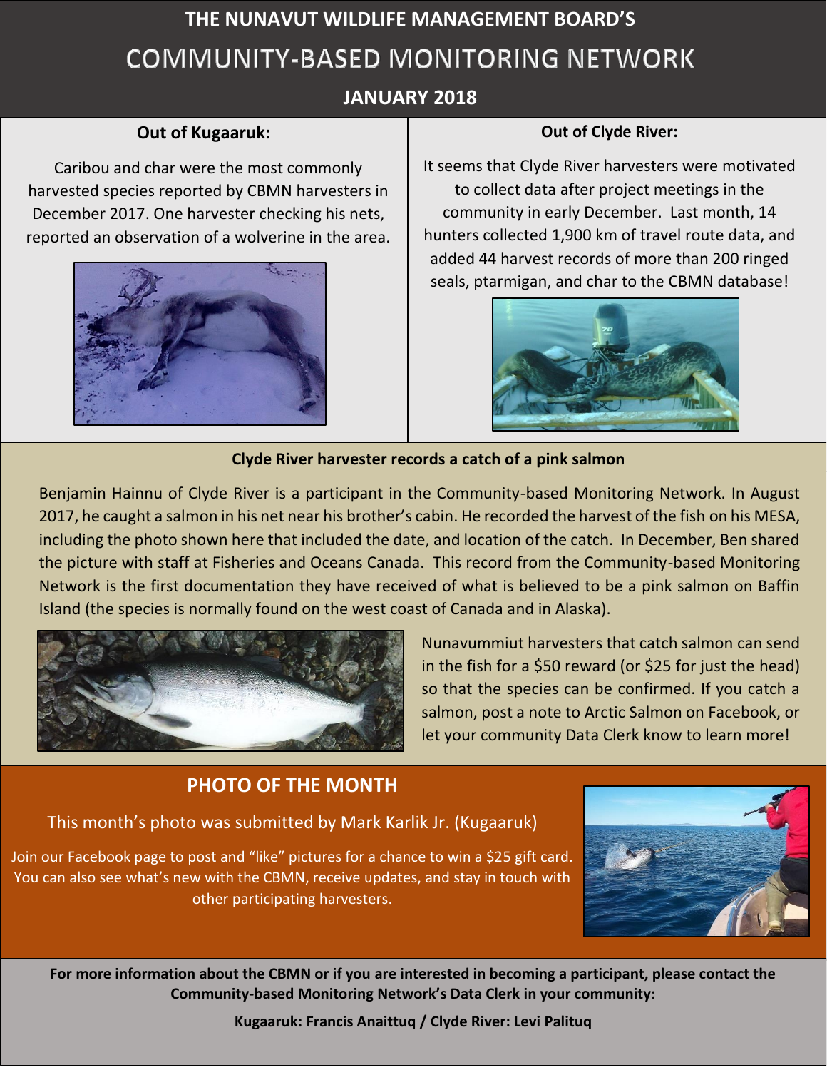# THE NUNAVUT WILDLIFE MANAGEMENT BOARD'S

# COMMUNITY-BASED MONITORING NETWORK

**JANUARY 2018**

## Out of Kugaaruk:

Caribou and char were the most commonly harvested species reported by CBMN harvesters in December 2017. One harvester checking his nets, reported an observation of a wolverine in the area.

## Out of Clyde River:

It seems that Clyde River harvesters were motivated to collect data after project meetings in the community in early December. Last month, 14 hunters collected 1,900 km of travel route data, and added 44 harvest records of more than 200 ringed seals, ptarmigan, and char to the CBMN database!

## Clyde River harvester records a catch of a pink salmon

Benjamin Hainnu of Clyde River is a participant in the Community-based Monitoring Network. In August 2017, he caught a salmon in his net near his brother's cabin. He recorded the harvest of the fish on his MESA, including the photo shown here that included the date, and location of the catch. In December, Ben shared the picture with staff at Fisheries and Oceans Canada. This record from the Community-based Monitoring Network is the first documentation they have received of what is believed to be a pink salmon on Baffin Island (the species is normally found on the west coast of Canada and in Alaska).

Nunavummiut harvesters that catch salmon can send in the fish for a $50 reward (or $25 for just the head) so that the species can be confirmed. If you catch a salmon, post a note to Arctic Salmon on Facebook, or let your community Data Clerk know to learn more!

## PHOTO OF THE MONTH

This month's photo was submitted by Mark Karlik Jr. (Kugaaruk)

Join our Facebook page to post and "like" pictures for a chance to win a $25 gift card. You can also see what's new with the CBMN, receive updates, and stay in touch with other participating harvesters.

**For more information about the CBMN or if you are interested in becoming a participant, please contact the Community-based Monitoring Network's Data Clerk in your community:**

**Kugaaruk: Francis Anaittuq / Clyde River: Levi Palituq**